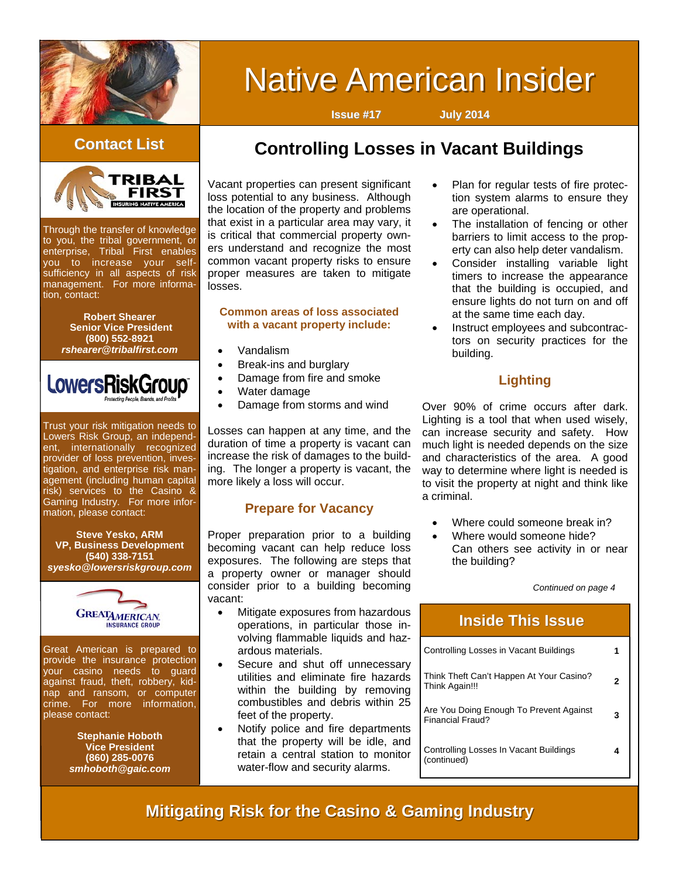# Native American Insider

**Issue #17** **July 2014**

## Contact List

Through the transfer of knowledge to you, the tribal government, or enterprise, Tribal First enables you to increase your self-sufficiency in all aspects of risk management. For more information, contact:

**Robert Shearer**
**Senior Vice President**
**(800) 552-8921**
***rshearer@tribalfirst.com***

Trust your risk mitigation needs to Lowers Risk Group, an independent, internationally recognized provider of loss prevention, investigation, and enterprise risk management (including human capital risk) services to the Casino & Gaming Industry. For more information, please contact:

**Steve Yesko, ARM**
**VP, Business Development**
**(540) 338-7151**
***syesko@lowersriskgroup.com***

Great American is prepared to provide the insurance protection your casino needs to guard against fraud, theft, robbery, kidnap and ransom, or computer crime. For more information, please contact:

**Stephanie Hoboth**
**Vice President**
**(860) 285-0076**
***smhoboth@gaic.com***

## Controlling Losses in Vacant Buildings

Vacant properties can present significant loss potential to any business. Although the location of the property and problems that exist in a particular area may vary, it is critical that commercial property owners understand and recognize the most common vacant property risks to ensure proper measures are taken to mitigate losses.

### Common areas of loss associated with a vacant property include:

- Vandalism
- Break-ins and burglary
- Damage from fire and smoke
- Water damage
- Damage from storms and wind

Losses can happen at any time, and the duration of time a property is vacant can increase the risk of damages to the building. The longer a property is vacant, the more likely a loss will occur.

### Prepare for Vacancy

Proper preparation prior to a building becoming vacant can help reduce loss exposures. The following are steps that a property owner or manager should consider prior to a building becoming vacant:

- Mitigate exposures from hazardous operations, in particular those involving flammable liquids and hazardous materials.
- Secure and shut off unnecessary utilities and eliminate fire hazards within the building by removing combustibles and debris within 25 feet of the property.
- Notify police and fire departments that the property will be idle, and retain a central station to monitor water-flow and security alarms.
- Plan for regular tests of fire protection system alarms to ensure they are operational.
- The installation of fencing or other barriers to limit access to the property can also help deter vandalism.
- Consider installing variable light timers to increase the appearance that the building is occupied, and ensure lights do not turn on and off at the same time each day.
- Instruct employees and subcontractors on security practices for the building.

### Lighting

Over 90% of crime occurs after dark. Lighting is a tool that when used wisely, can increase security and safety. How much light is needed depends on the size and characteristics of the area. A good way to determine where light is needed is to visit the property at night and think like a criminal.

- Where could someone break in?
- Where would someone hide? Can others see activity in or near the building?

*Continued on page 4*

## Inside This Issue

| | |
|---|---|
| Controlling Losses in Vacant Buildings | 1 |
| Think Theft Can't Happen At Your Casino? Think Again!!! | 2 |
| Are You Doing Enough To Prevent Against Financial Fraud? | 3 |
| Controlling Losses In Vacant Buildings (continued) | 4 |

**Mitigating Risk for the Casino & Gaming Industry**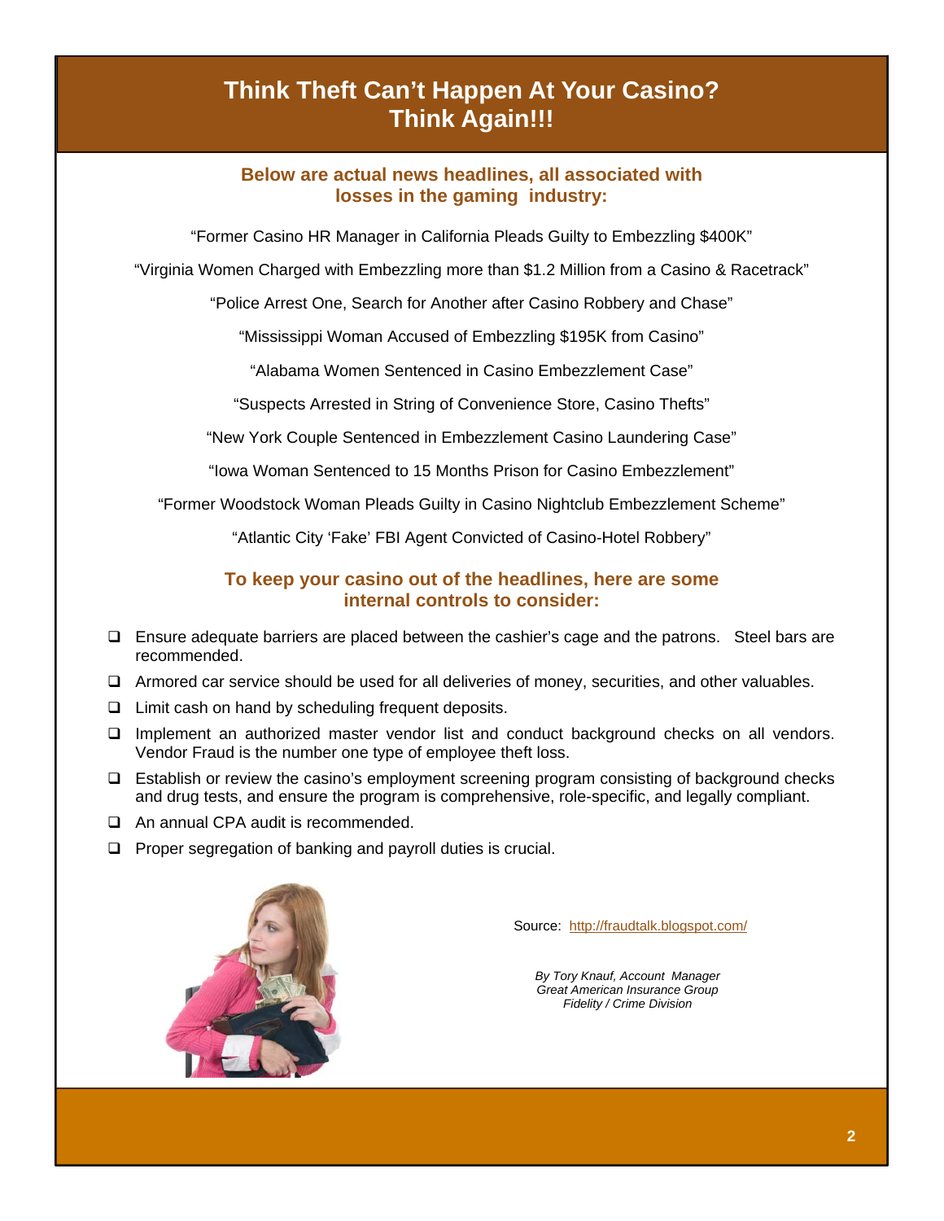# Think Theft Can't Happen At Your Casino? Think Again!!!

## Below are actual news headlines, all associated with losses in the gaming industry:

"Former Casino HR Manager in California Pleads Guilty to Embezzling $400K"

"Virginia Women Charged with Embezzling more than $1.2 Million from a Casino & Racetrack"

"Police Arrest One, Search for Another after Casino Robbery and Chase"

"Mississippi Woman Accused of Embezzling $195K from Casino"

"Alabama Women Sentenced in Casino Embezzlement Case"

"Suspects Arrested in String of Convenience Store, Casino Thefts"

"New York Couple Sentenced in Embezzlement Casino Laundering Case"

"Iowa Woman Sentenced to 15 Months Prison for Casino Embezzlement"

"Former Woodstock Woman Pleads Guilty in Casino Nightclub Embezzlement Scheme"

"Atlantic City 'Fake' FBI Agent Convicted of Casino-Hotel Robbery"

## To keep your casino out of the headlines, here are some internal controls to consider:

- Ensure adequate barriers are placed between the cashier's cage and the patrons. Steel bars are recommended.
- Armored car service should be used for all deliveries of money, securities, and other valuables.
- Limit cash on hand by scheduling frequent deposits.
- Implement an authorized master vendor list and conduct background checks on all vendors. Vendor Fraud is the number one type of employee theft loss.
- Establish or review the casino's employment screening program consisting of background checks and drug tests, and ensure the program is comprehensive, role-specific, and legally compliant.
- An annual CPA audit is recommended.
- Proper segregation of banking and payroll duties is crucial.

Source: http://fraudtalk.blogspot.com/

*By Tory Knauf, Account Manager*
*Great American Insurance Group*
*Fidelity / Crime Division*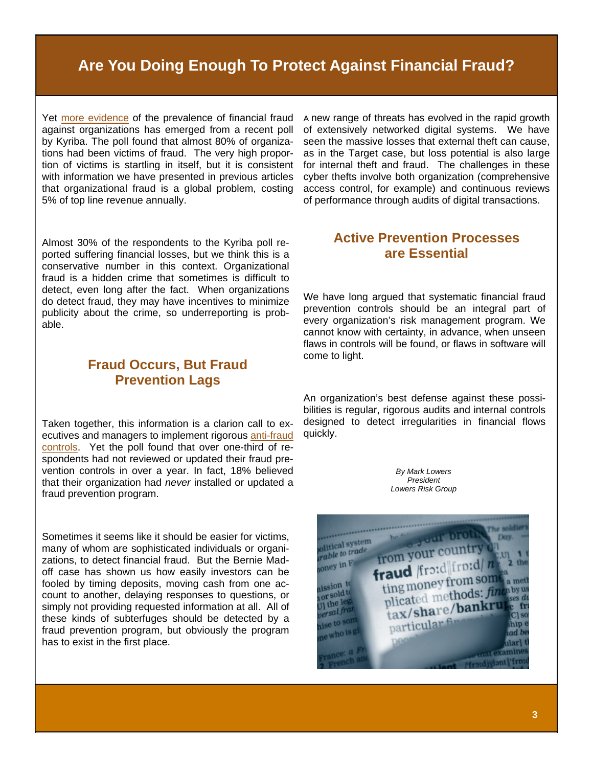# Are You Doing Enough To Protect Against Financial Fraud?

Yet more evidence of the prevalence of financial fraud against organizations has emerged from a recent poll by Kyriba. The poll found that almost 80% of organizations had been victims of fraud. The very high proportion of victims is startling in itself, but it is consistent with information we have presented in previous articles that organizational fraud is a global problem, costing 5% of top line revenue annually.

Almost 30% of the respondents to the Kyriba poll reported suffering financial losses, but we think this is a conservative number in this context. Organizational fraud is a hidden crime that sometimes is difficult to detect, even long after the fact. When organizations do detect fraud, they may have incentives to minimize publicity about the crime, so underreporting is probable.

## Fraud Occurs, But Fraud Prevention Lags

Taken together, this information is a clarion call to executives and managers to implement rigorous anti-fraud controls. Yet the poll found that over one-third of respondents had not reviewed or updated their fraud prevention controls in over a year. In fact, 18% believed that their organization had *never* installed or updated a fraud prevention program.

Sometimes it seems like it should be easier for victims, many of whom are sophisticated individuals or organizations, to detect financial fraud. But the Bernie Madoff case has shown us how easily investors can be fooled by timing deposits, moving cash from one account to another, delaying responses to questions, or simply not providing requested information at all. All of these kinds of subterfuges should be detected by a fraud prevention program, but obviously the program has to exist in the first place.

A new range of threats has evolved in the rapid growth of extensively networked digital systems. We have seen the massive losses that external theft can cause, as in the Target case, but loss potential is also large for internal theft and fraud. The challenges in these cyber thefts involve both organization (comprehensive access control, for example) and continuous reviews of performance through audits of digital transactions.

## Active Prevention Processes are Essential

We have long argued that systematic financial fraud prevention controls should be an integral part of every organization's risk management program. We cannot know with certainty, in advance, when unseen flaws in controls will be found, or flaws in software will come to light.

An organization's best defense against these possibilities is regular, rigorous audits and internal controls designed to detect irregularities in financial flows quickly.

*By Mark Lowers*
*President*
*Lowers Risk Group*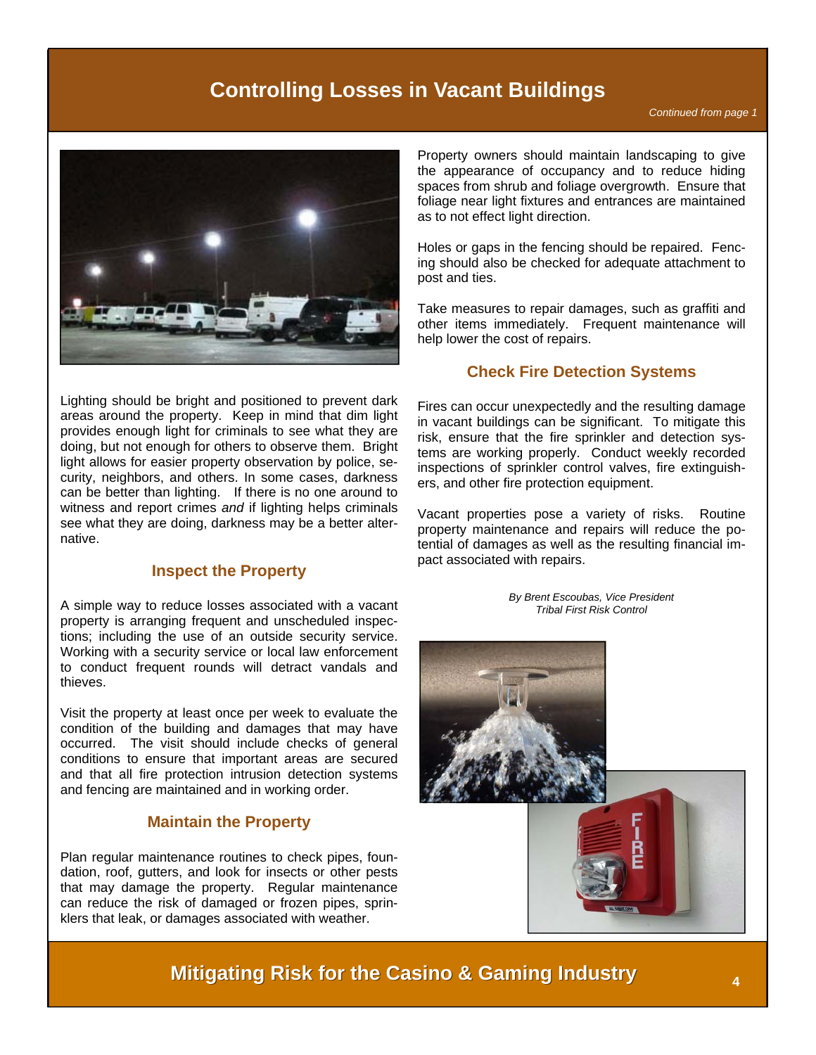# Controlling Losses in Vacant Buildings

*Continued from page 1*

Lighting should be bright and positioned to prevent dark areas around the property. Keep in mind that dim light provides enough light for criminals to see what they are doing, but not enough for others to observe them. Bright light allows for easier property observation by police, security, neighbors, and others. In some cases, darkness can be better than lighting. If there is no one around to witness and report crimes *and* if lighting helps criminals see what they are doing, darkness may be a better alternative.

## Inspect the Property

A simple way to reduce losses associated with a vacant property is arranging frequent and unscheduled inspections; including the use of an outside security service. Working with a security service or local law enforcement to conduct frequent rounds will detract vandals and thieves.

Visit the property at least once per week to evaluate the condition of the building and damages that may have occurred. The visit should include checks of general conditions to ensure that important areas are secured and that all fire protection intrusion detection systems and fencing are maintained and in working order.

## Maintain the Property

Plan regular maintenance routines to check pipes, foundation, roof, gutters, and look for insects or other pests that may damage the property. Regular maintenance can reduce the risk of damaged or frozen pipes, sprinklers that leak, or damages associated with weather.

Property owners should maintain landscaping to give the appearance of occupancy and to reduce hiding spaces from shrub and foliage overgrowth. Ensure that foliage near light fixtures and entrances are maintained as to not effect light direction.

Holes or gaps in the fencing should be repaired. Fencing should also be checked for adequate attachment to post and ties.

Take measures to repair damages, such as graffiti and other items immediately. Frequent maintenance will help lower the cost of repairs.

## Check Fire Detection Systems

Fires can occur unexpectedly and the resulting damage in vacant buildings can be significant. To mitigate this risk, ensure that the fire sprinkler and detection systems are working properly. Conduct weekly recorded inspections of sprinkler control valves, fire extinguishers, and other fire protection equipment.

Vacant properties pose a variety of risks. Routine property maintenance and repairs will reduce the potential of damages as well as the resulting financial impact associated with repairs.

*By Brent Escoubas, Vice President*
*Tribal First Risk Control*

**Mitigating Risk for the Casino & Gaming Industry**